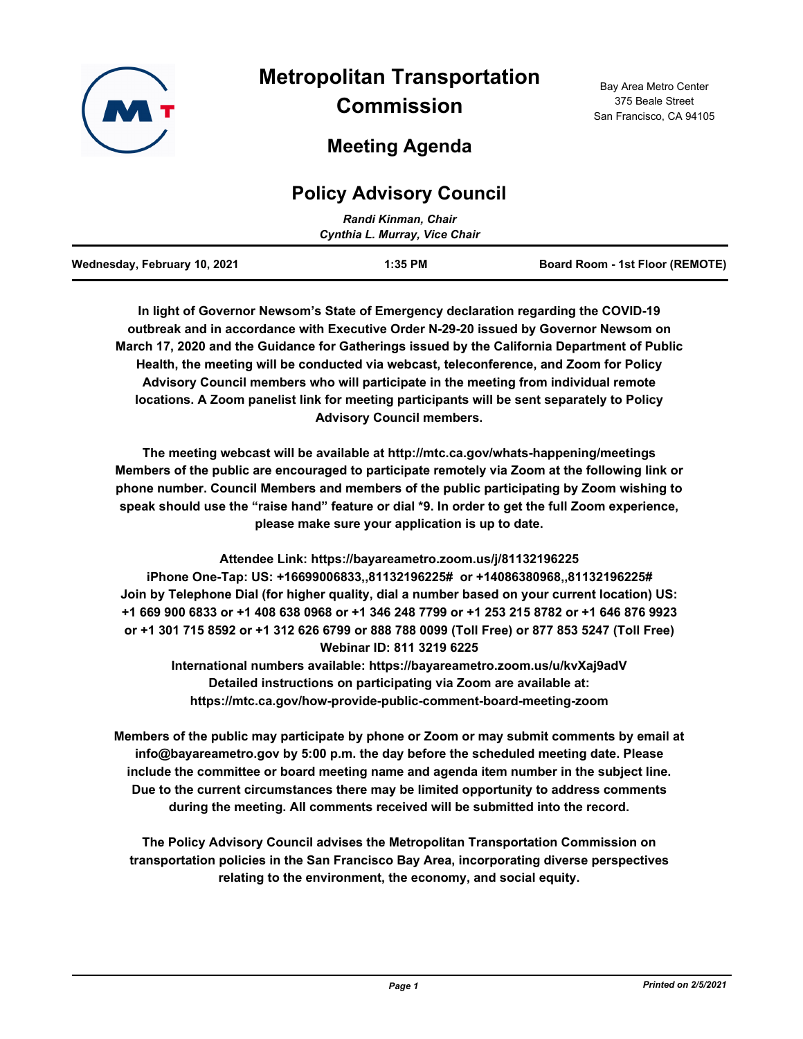# Metropolitan Transportation Commission

Bay Area Metro Center
375 Beale Street
San Francisco, CA 94105

## Meeting Agenda

## Policy Advisory Council

*Randi Kinman, Chair*
*Cynthia L. Murray, Vice Chair*

**Wednesday, February 10, 2021** | **1:35 PM** | **Board Room - 1st Floor (REMOTE)**

**In light of Governor Newsom's State of Emergency declaration regarding the COVID-19 outbreak and in accordance with Executive Order N-29-20 issued by Governor Newsom on March 17, 2020 and the Guidance for Gatherings issued by the California Department of Public Health, the meeting will be conducted via webcast, teleconference, and Zoom for Policy Advisory Council members who will participate in the meeting from individual remote locations. A Zoom panelist link for meeting participants will be sent separately to Policy Advisory Council members.**

**The meeting webcast will be available at http://mtc.ca.gov/whats-happening/meetings Members of the public are encouraged to participate remotely via Zoom at the following link or phone number. Council Members and members of the public participating by Zoom wishing to speak should use the "raise hand" feature or dial *9. In order to get the full Zoom experience, please make sure your application is up to date.**

**Attendee Link: https://bayareametro.zoom.us/j/81132196225**
**iPhone One-Tap: US: +16699006833,,81132196225# or +14086380968,,81132196225#**
**Join by Telephone Dial (for higher quality, dial a number based on your current location) US: +1 669 900 6833 or +1 408 638 0968 or +1 346 248 7799 or +1 253 215 8782 or +1 646 876 9923 or +1 301 715 8592 or +1 312 626 6799 or 888 788 0099 (Toll Free) or 877 853 5247 (Toll Free)**
**Webinar ID: 811 3219 6225**
**International numbers available: https://bayareametro.zoom.us/u/kvXaj9adV**
**Detailed instructions on participating via Zoom are available at: https://mtc.ca.gov/how-provide-public-comment-board-meeting-zoom**

**Members of the public may participate by phone or Zoom or may submit comments by email at info@bayareametro.gov by 5:00 p.m. the day before the scheduled meeting date. Please include the committee or board meeting name and agenda item number in the subject line. Due to the current circumstances there may be limited opportunity to address comments during the meeting. All comments received will be submitted into the record.**

**The Policy Advisory Council advises the Metropolitan Transportation Commission on transportation policies in the San Francisco Bay Area, incorporating diverse perspectives relating to the environment, the economy, and social equity.**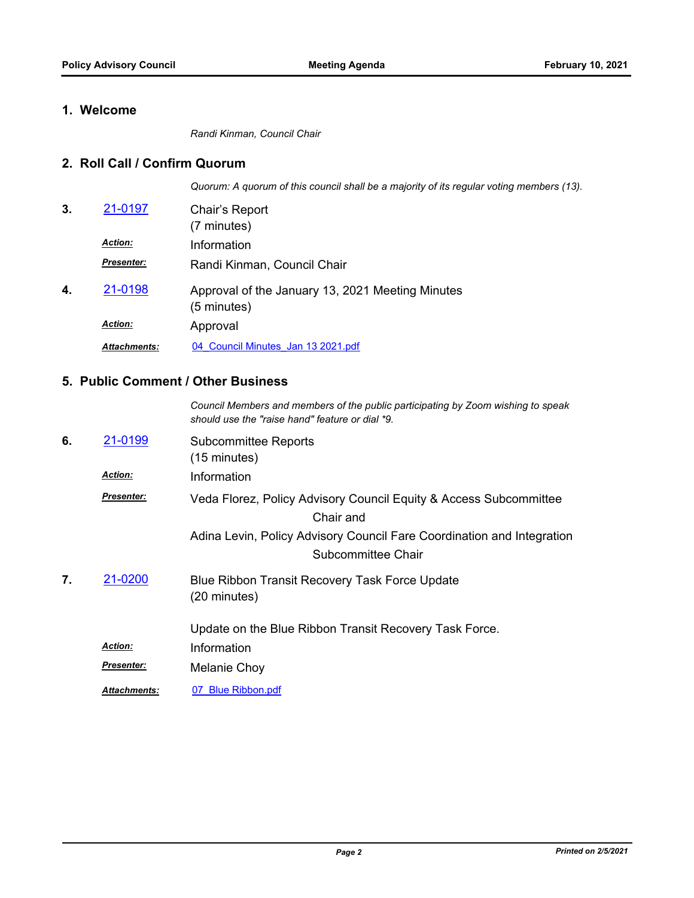## 1. Welcome

*Randi Kinman, Council Chair*

## 2. Roll Call / Confirm Quorum

*Quorum: A quorum of this council shall be a majority of its regular voting members (13).*

**3.** [21-0197] Chair's Report
(7 minutes)

***Action:*** Information

***Presenter:*** Randi Kinman, Council Chair

**4.** [21-0198] Approval of the January 13, 2021 Meeting Minutes
(5 minutes)

***Action:*** Approval

***Attachments:*** 04_Council Minutes_Jan 13 2021.pdf

## 5. Public Comment / Other Business

*Council Members and members of the public participating by Zoom wishing to speak should use the "raise hand" feature or dial *9.*

**6.** [21-0199] Subcommittee Reports
(15 minutes)

***Action:*** Information

***Presenter:*** Veda Florez, Policy Advisory Council Equity & Access Subcommittee Chair and
Adina Levin, Policy Advisory Council Fare Coordination and Integration Subcommittee Chair

**7.** [21-0200] Blue Ribbon Transit Recovery Task Force Update
(20 minutes)

Update on the Blue Ribbon Transit Recovery Task Force.

***Action:*** Information

***Presenter:*** Melanie Choy

***Attachments:*** 07_Blue Ribbon.pdf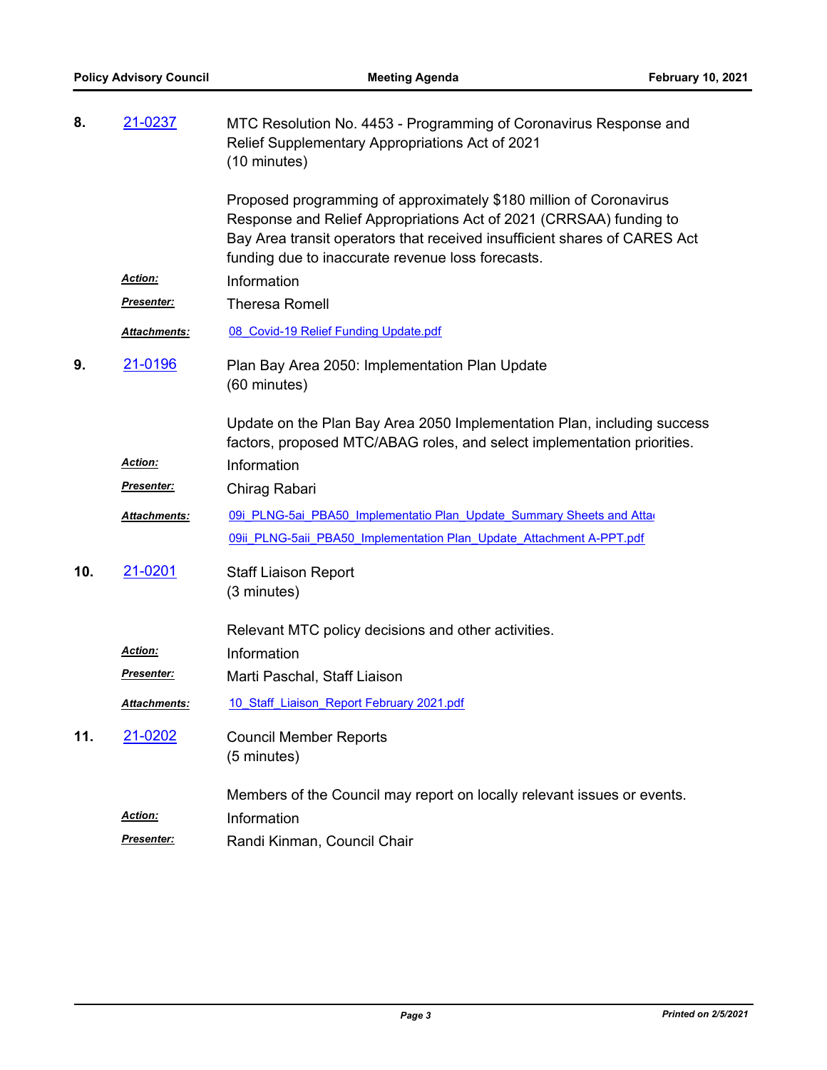**8.** [21-0237]

MTC Resolution No. 4453 - Programming of Coronavirus Response and Relief Supplementary Appropriations Act of 2021
(10 minutes)

Proposed programming of approximately $180 million of Coronavirus Response and Relief Appropriations Act of 2021 (CRRSAA) funding to Bay Area transit operators that received insufficient shares of CARES Act funding due to inaccurate revenue loss forecasts.

***Action:*** Information

***Presenter:*** Theresa Romell

***Attachments:*** 08_Covid-19 Relief Funding Update.pdf

**9.** [21-0196]

Plan Bay Area 2050: Implementation Plan Update
(60 minutes)

Update on the Plan Bay Area 2050 Implementation Plan, including success factors, proposed MTC/ABAG roles, and select implementation priorities.

***Action:*** Information

***Presenter:*** Chirag Rabari

***Attachments:*** 09i_PLNG-5ai_PBA50_Implementatio Plan_Update_Summary Sheets and Atta
09ii_PLNG-5aii_PBA50_Implementation Plan_Update_Attachment A-PPT.pdf

**10.** [21-0201]

Staff Liaison Report
(3 minutes)

Relevant MTC policy decisions and other activities.

***Action:*** Information

***Presenter:*** Marti Paschal, Staff Liaison

***Attachments:*** 10_Staff_Liaison_Report February 2021.pdf

**11.** [21-0202]

Council Member Reports
(5 minutes)

Members of the Council may report on locally relevant issues or events.

***Action:*** Information

***Presenter:*** Randi Kinman, Council Chair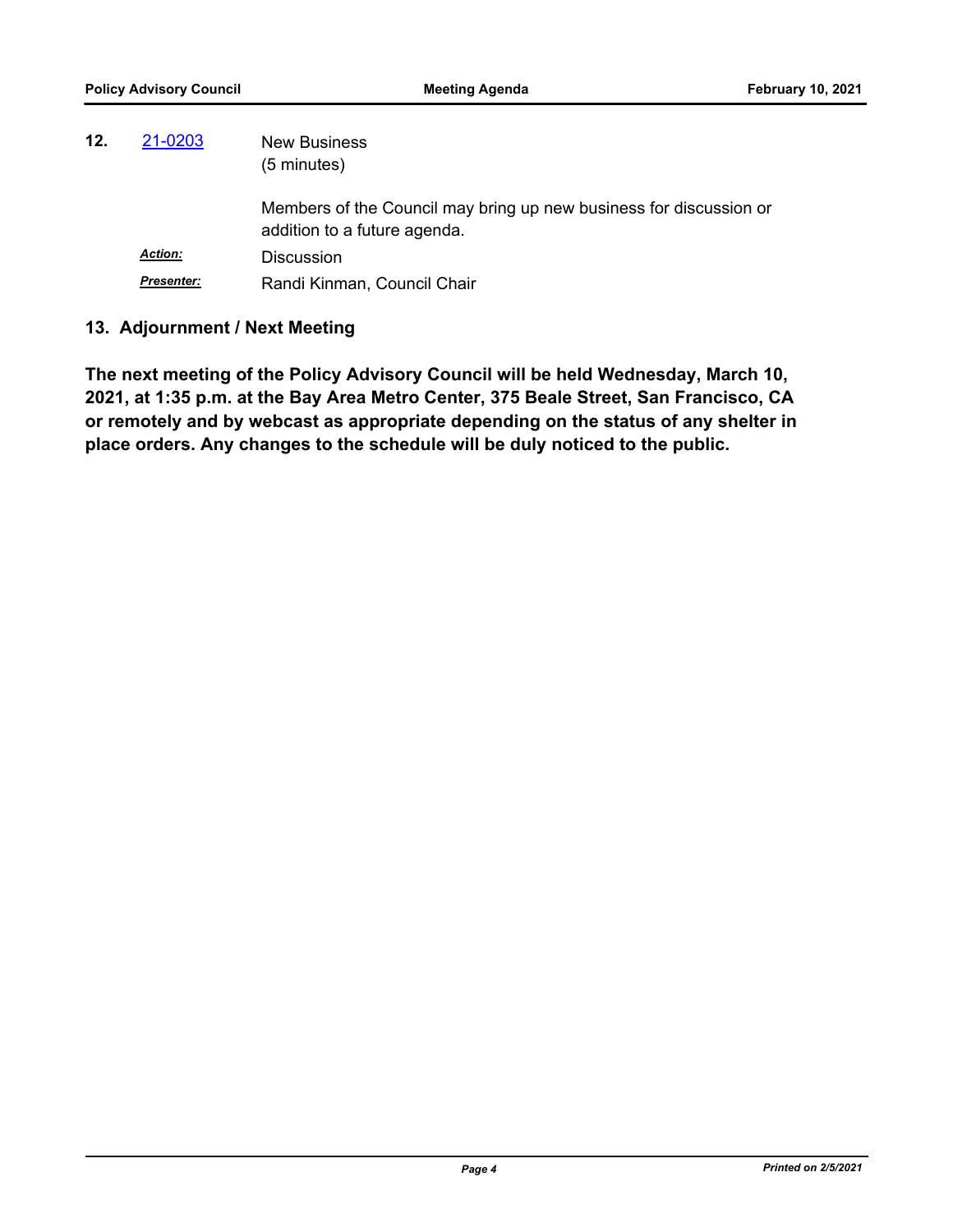**12.** [21-0203] New Business
(5 minutes)

Members of the Council may bring up new business for discussion or addition to a future agenda.

***Action:*** Discussion

***Presenter:*** Randi Kinman, Council Chair

## 13. Adjournment / Next Meeting

**The next meeting of the Policy Advisory Council will be held Wednesday, March 10, 2021, at 1:35 p.m. at the Bay Area Metro Center, 375 Beale Street, San Francisco, CA or remotely and by webcast as appropriate depending on the status of any shelter in place orders. Any changes to the schedule will be duly noticed to the public.**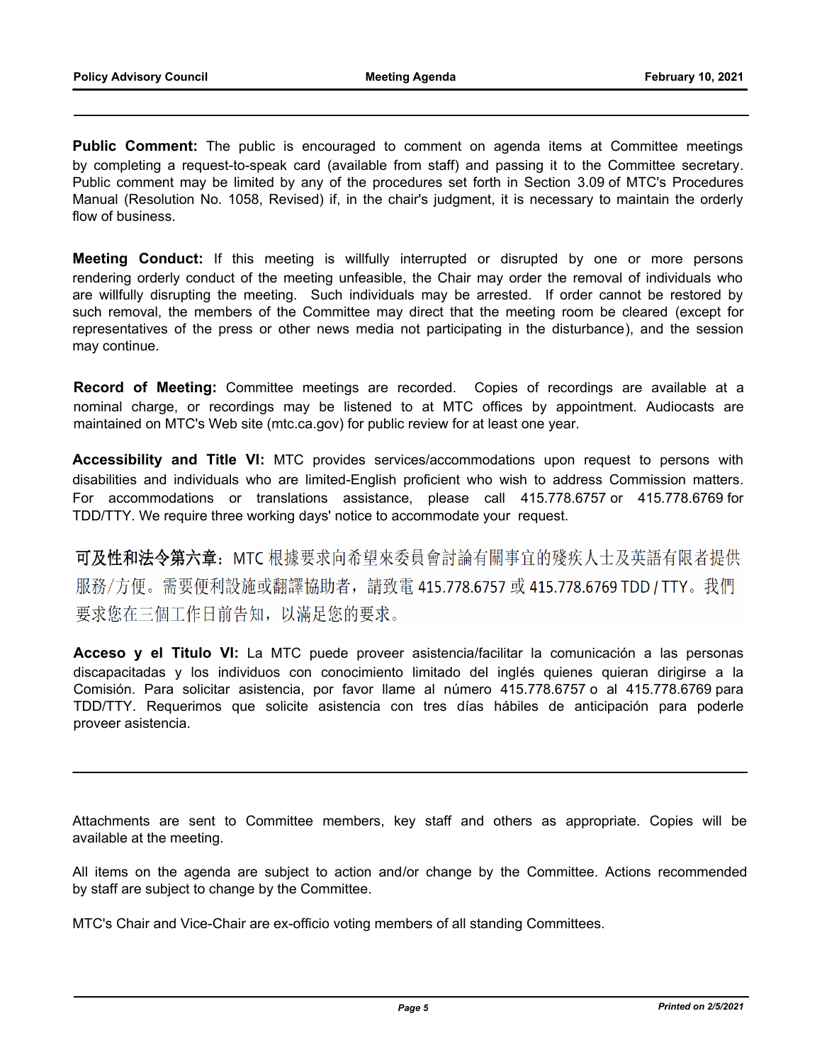**Public Comment:** The public is encouraged to comment on agenda items at Committee meetings by completing a request-to-speak card (available from staff) and passing it to the Committee secretary. Public comment may be limited by any of the procedures set forth in Section 3.09 of MTC's Procedures Manual (Resolution No. 1058, Revised) if, in the chair's judgment, it is necessary to maintain the orderly flow of business.

**Meeting Conduct:** If this meeting is willfully interrupted or disrupted by one or more persons rendering orderly conduct of the meeting unfeasible, the Chair may order the removal of individuals who are willfully disrupting the meeting. Such individuals may be arrested. If order cannot be restored by such removal, the members of the Committee may direct that the meeting room be cleared (except for representatives of the press or other news media not participating in the disturbance), and the session may continue.

**Record of Meeting:** Committee meetings are recorded. Copies of recordings are available at a nominal charge, or recordings may be listened to at MTC offices by appointment. Audiocasts are maintained on MTC's Web site (mtc.ca.gov) for public review for at least one year.

**Accessibility and Title VI:** MTC provides services/accommodations upon request to persons with disabilities and individuals who are limited-English proficient who wish to address Commission matters. For accommodations or translations assistance, please call 415.778.6757 or 415.778.6769 for TDD/TTY. We require three working days' notice to accommodate your request.

**可及性和法令第六章**：MTC 根據要求向希望來委員會討論有關事宜的殘疾人士及英語有限者提供服務/方便。需要便利設施或翻譯協助者，請致電 415.778.6757 或 415.778.6769 TDD / TTY。我們要求您在三個工作日前告知，以滿足您的要求。

**Acceso y el Titulo VI:** La MTC puede proveer asistencia/facilitar la comunicación a las personas discapacitadas y los individuos con conocimiento limitado del inglés quienes quieran dirigirse a la Comisión. Para solicitar asistencia, por favor llame al número 415.778.6757 o al 415.778.6769 para TDD/TTY. Requerimos que solicite asistencia con tres días hábiles de anticipación para poderle proveer asistencia.

---

Attachments are sent to Committee members, key staff and others as appropriate. Copies will be available at the meeting.

All items on the agenda are subject to action and/or change by the Committee. Actions recommended by staff are subject to change by the Committee.

MTC's Chair and Vice-Chair are ex-officio voting members of all standing Committees.